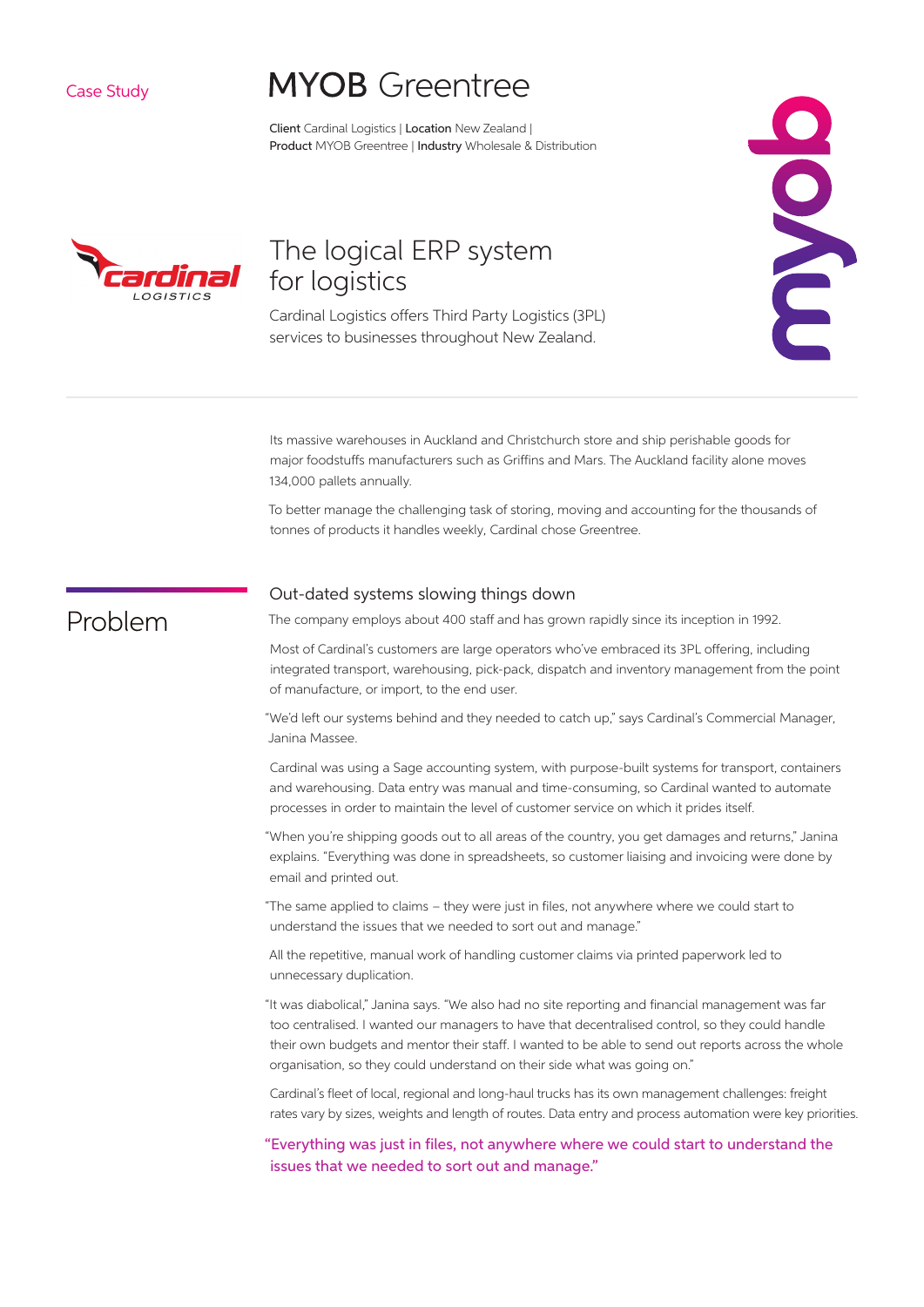Case Study

# MYOB Greentree

**Client** Cardinal Logistics | **Location** New Zealand |
**Product** MYOB Greentree | **Industry** Wholesale & Distribution

## The logical ERP system for logistics

Cardinal Logistics offers Third Party Logistics (3PL) services to businesses throughout New Zealand.

Its massive warehouses in Auckland and Christchurch store and ship perishable goods for major foodstuffs manufacturers such as Griffins and Mars. The Auckland facility alone moves 134,000 pallets annually.

To better manage the challenging task of storing, moving and accounting for the thousands of tonnes of products it handles weekly, Cardinal chose Greentree.

## Problem

### Out-dated systems slowing things down

The company employs about 400 staff and has grown rapidly since its inception in 1992.

Most of Cardinal's customers are large operators who've embraced its 3PL offering, including integrated transport, warehousing, pick-pack, dispatch and inventory management from the point of manufacture, or import, to the end user.

"We'd left our systems behind and they needed to catch up," says Cardinal's Commercial Manager, Janina Massee.

Cardinal was using a Sage accounting system, with purpose-built systems for transport, containers and warehousing. Data entry was manual and time-consuming, so Cardinal wanted to automate processes in order to maintain the level of customer service on which it prides itself.

"When you're shipping goods out to all areas of the country, you get damages and returns," Janina explains. "Everything was done in spreadsheets, so customer liaising and invoicing were done by email and printed out.

"The same applied to claims – they were just in files, not anywhere where we could start to understand the issues that we needed to sort out and manage."

All the repetitive, manual work of handling customer claims via printed paperwork led to unnecessary duplication.

"It was diabolical," Janina says. "We also had no site reporting and financial management was far too centralised. I wanted our managers to have that decentralised control, so they could handle their own budgets and mentor their staff. I wanted to be able to send out reports across the whole organisation, so they could understand on their side what was going on."

Cardinal's fleet of local, regional and long-haul trucks has its own management challenges: freight rates vary by sizes, weights and length of routes. Data entry and process automation were key priorities.

"Everything was just in files, not anywhere where we could start to understand the issues that we needed to sort out and manage."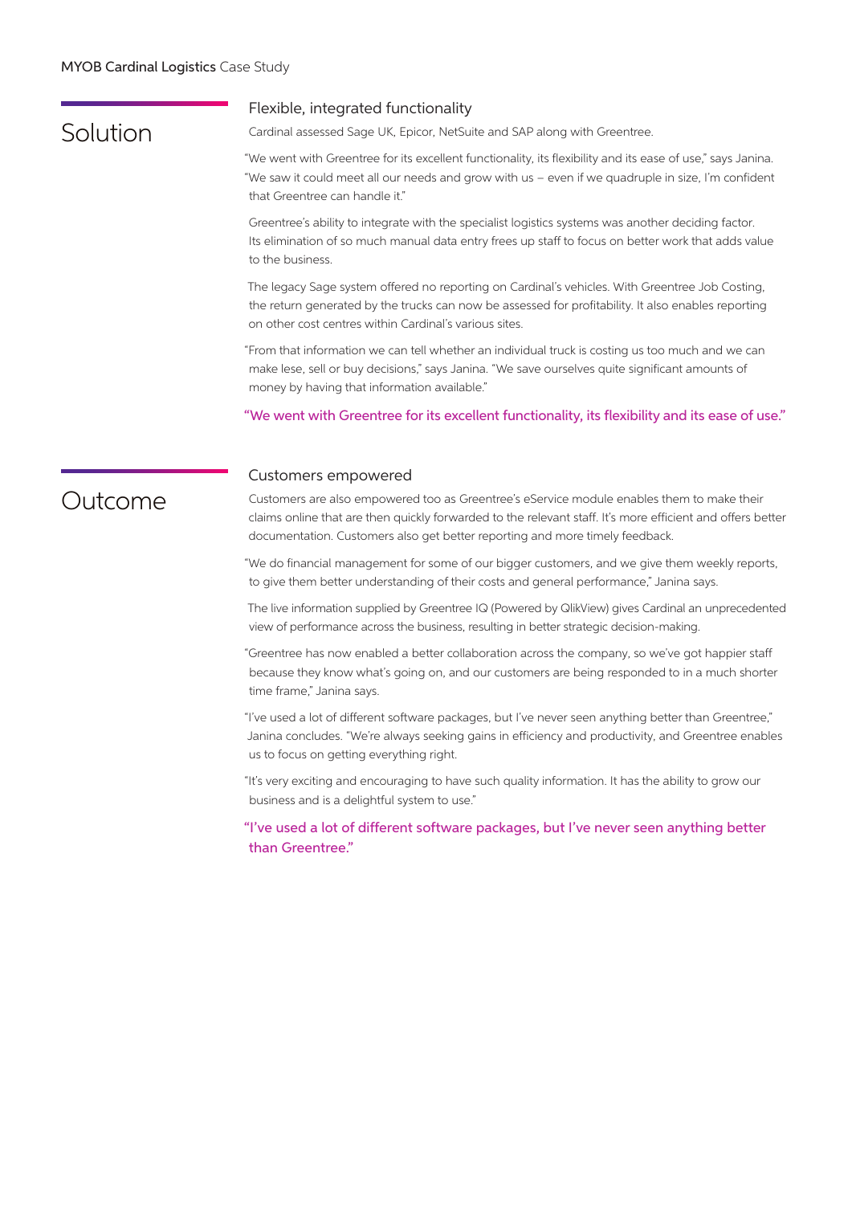## Solution

### Flexible, integrated functionality

Cardinal assessed Sage UK, Epicor, NetSuite and SAP along with Greentree.

"We went with Greentree for its excellent functionality, its flexibility and its ease of use," says Janina. "We saw it could meet all our needs and grow with us – even if we quadruple in size, I'm confident that Greentree can handle it."

Greentree's ability to integrate with the specialist logistics systems was another deciding factor. Its elimination of so much manual data entry frees up staff to focus on better work that adds value to the business.

The legacy Sage system offered no reporting on Cardinal's vehicles. With Greentree Job Costing, the return generated by the trucks can now be assessed for profitability. It also enables reporting on other cost centres within Cardinal's various sites.

"From that information we can tell whether an individual truck is costing us too much and we can make lese, sell or buy decisions," says Janina. "We save ourselves quite significant amounts of money by having that information available."

"We went with Greentree for its excellent functionality, its flexibility and its ease of use."

## Outcome

### Customers empowered

Customers are also empowered too as Greentree's eService module enables them to make their claims online that are then quickly forwarded to the relevant staff. It's more efficient and offers better documentation. Customers also get better reporting and more timely feedback.

"We do financial management for some of our bigger customers, and we give them weekly reports, to give them better understanding of their costs and general performance," Janina says.

The live information supplied by Greentree IQ (Powered by QlikView) gives Cardinal an unprecedented view of performance across the business, resulting in better strategic decision-making.

"Greentree has now enabled a better collaboration across the company, so we've got happier staff because they know what's going on, and our customers are being responded to in a much shorter time frame," Janina says.

"I've used a lot of different software packages, but I've never seen anything better than Greentree," Janina concludes. "We're always seeking gains in efficiency and productivity, and Greentree enables us to focus on getting everything right.

"It's very exciting and encouraging to have such quality information. It has the ability to grow our business and is a delightful system to use."

"I've used a lot of different software packages, but I've never seen anything better than Greentree."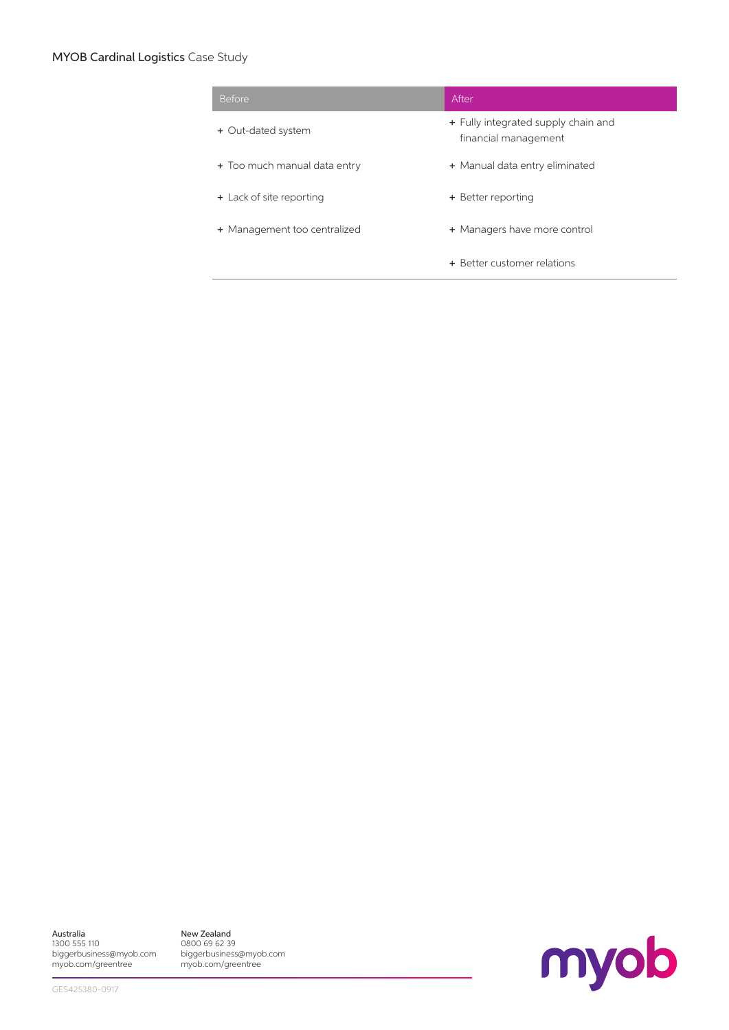| Before | After |
|---|---|
| + Out-dated system | + Fully integrated supply chain and financial management |
| + Too much manual data entry | + Manual data entry eliminated |
| + Lack of site reporting | + Better reporting |
| + Management too centralized | + Managers have more control |
| | + Better customer relations |

**Australia**
1300 555 110
biggerbusiness@myob.com
myob.com/greentree

**New Zealand**
0800 69 62 39
biggerbusiness@myob.com
myob.com/greentree

GES425380-0917